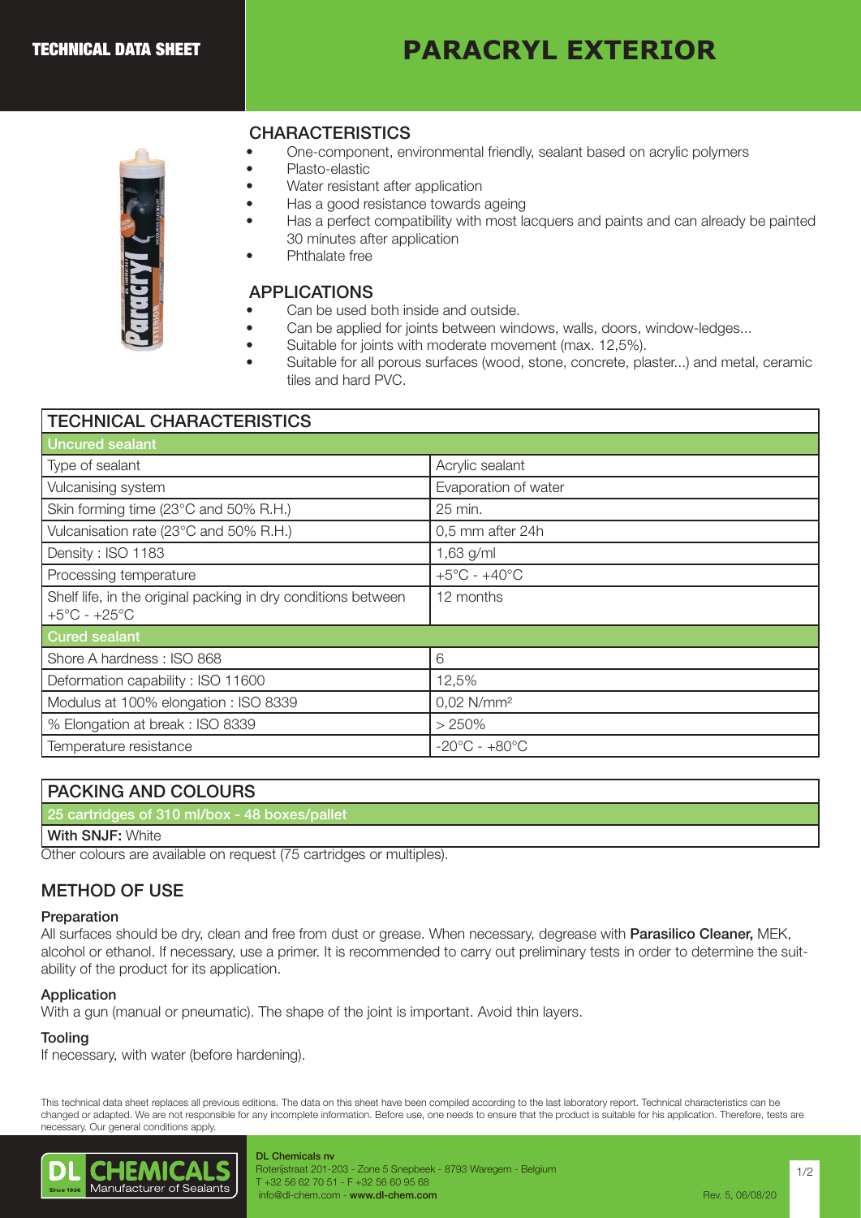TECHNICAL DATA SHEET

# PARACRYL EXTERIOR

## CHARACTERISTICS

- One-component, environmental friendly, sealant based on acrylic polymers
- Plasto-elastic
- Water resistant after application
- Has a good resistance towards ageing
- Has a perfect compatibility with most lacquers and paints and can already be painted 30 minutes after application
- Phthalate free

## APPLICATIONS

- Can be used both inside and outside.
- Can be applied for joints between windows, walls, doors, window-ledges...
- Suitable for joints with moderate movement (max. 12,5%).
- Suitable for all porous surfaces (wood, stone, concrete, plaster...) and metal, ceramic tiles and hard PVC.

| TECHNICAL CHARACTERISTICS | |
|---|---|
| **Uncured sealant** | |
| Type of sealant | Acrylic sealant |
| Vulcanising system | Evaporation of water |
| Skin forming time (23°C and 50% R.H.) | 25 min. |
| Vulcanisation rate (23°C and 50% R.H.) | 0,5 mm after 24h |
| Density : ISO 1183 | 1,63 g/ml |
| Processing temperature | +5°C - +40°C |
| Shelf life, in the original packing in dry conditions between +5°C - +25°C | 12 months |
| **Cured sealant** | |
| Shore A hardness : ISO 868 | 6 |
| Deformation capability : ISO 11600 | 12,5% |
| Modulus at 100% elongation : ISO 8339 | 0,02 N/mm² |
| % Elongation at break : ISO 8339 | > 250% |
| Temperature resistance | -20°C - +80°C |

| PACKING AND COLOURS |
|---|
| 25 cartridges of 310 ml/box - 48 boxes/pallet |
| **With SNJF:** White |

Other colours are available on request (75 cartridges or multiples).

## METHOD OF USE

### Preparation

All surfaces should be dry, clean and free from dust or grease. When necessary, degrease with **Parasilico Cleaner,** MEK, alcohol or ethanol. If necessary, use a primer. It is recommended to carry out preliminary tests in order to determine the suitability of the product for its application.

### Application

With a gun (manual or pneumatic). The shape of the joint is important. Avoid thin layers.

### Tooling

If necessary, with water (before hardening).

This technical data sheet replaces all previous editions. The data on this sheet have been compiled according to the last laboratory report. Technical characteristics can be changed or adapted. We are not responsible for any incomplete information. Before use, one needs to ensure that the product is suitable for his application. Therefore, tests are necessary. Our general conditions apply.

DL CHEMICALS Since 1936 Manufacturer of Sealants

**DL Chemicals nv**
Roterijstraat 201-203 - Zone 5 Snepbeek - 8793 Waregem - Belgium
T +32 56 62 70 51 - F +32 56 60 95 68
info@dl-chem.com - **www.dl-chem.com**

Rev. 5, 06/08/20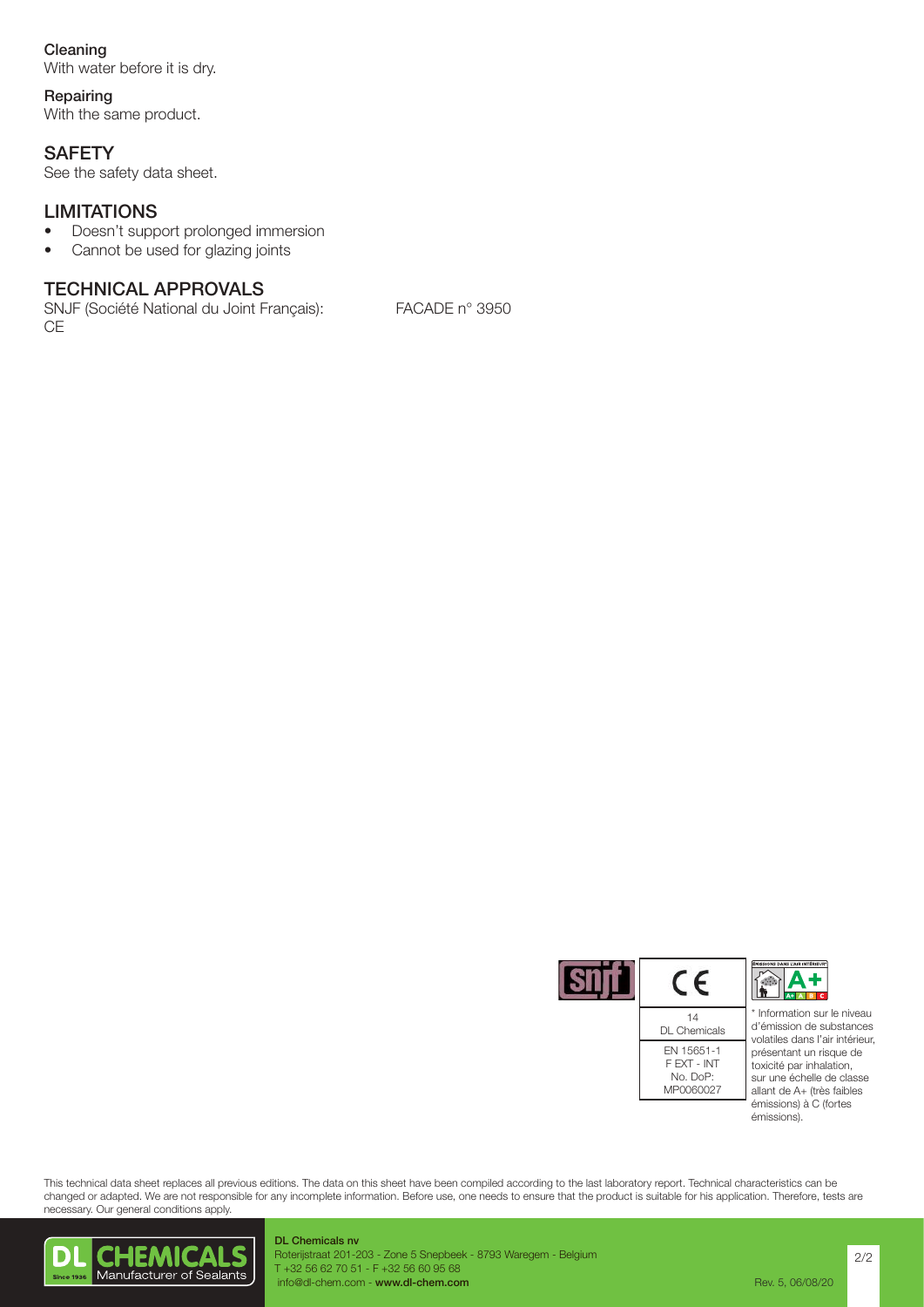**Cleaning**
With water before it is dry.

**Repairing**
With the same product.

## SAFETY

See the safety data sheet.

## LIMITATIONS

- Doesn't support prolonged immersion
- Cannot be used for glazing joints

## TECHNICAL APPROVALS

SNJF (Société National du Joint Français): FACADE n° 3950
CE

snjf

CE

14
DL Chemicals

EN 15651-1
F EXT - INT
No. DoP:
MP0060027

ÉMISSIONS DANS L'AIR INTÉRIEUR*
A+
A+ A B C

* Information sur le niveau d'émission de substances volatiles dans l'air intérieur, présentant un risque de toxicité par inhalation, sur une échelle de classe allant de A+ (très faibles émissions) à C (fortes émissions).

This technical data sheet replaces all previous editions. The data on this sheet have been compiled according to the last laboratory report. Technical characteristics can be changed or adapted. We are not responsible for any incomplete information. Before use, one needs to ensure that the product is suitable for his application. Therefore, tests are necessary. Our general conditions apply.

DL CHEMICALS
Since 1936 Manufacturer of Sealants

**DL Chemicals nv**
Roterijstraat 201-203 - Zone 5 Snepbeek - 8793 Waregem - Belgium
T +32 56 62 70 51 - F +32 56 60 95 68
info@dl-chem.com - **www.dl-chem.com**

Rev. 5, 06/08/20